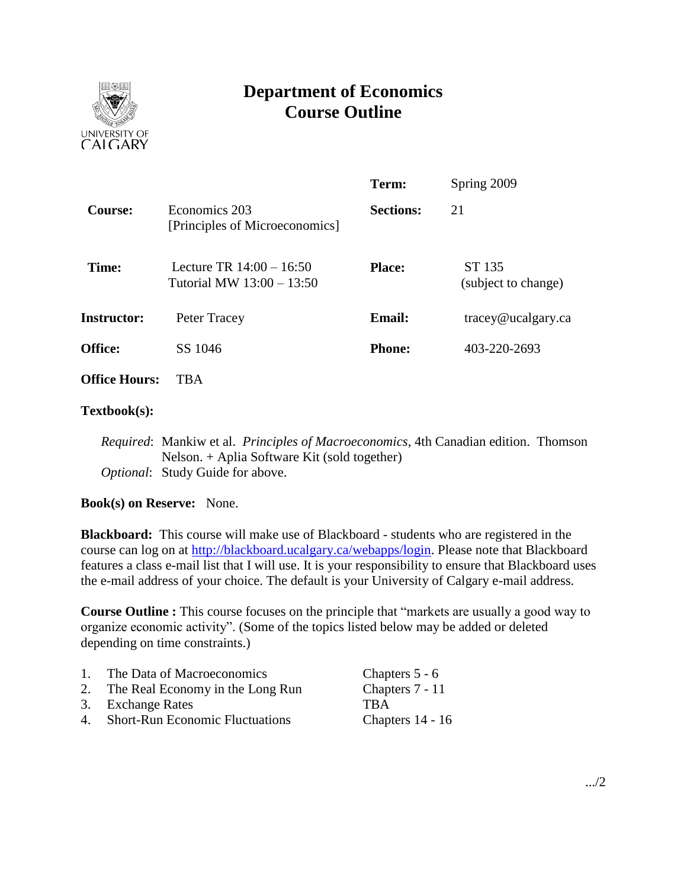# Department of Economics
## Course Outline

| | | | |
|---|---|---|---|
| | | **Term:** | Spring 2009 |
| **Course:** | Economics 203 [Principles of Microeconomics] | **Sections:** | 21 |
| **Time:** | Lecture TR 14:00 – 16:50<br>Tutorial MW 13:00 – 13:50 | **Place:** | ST 135 (subject to change) |
| **Instructor:** | Peter Tracey | **Email:** | tracey@ucalgary.ca |
| **Office:** | SS 1046 | **Phone:** | 403-220-2693 |
| **Office Hours:** | TBA | | |

**Textbook(s):**

*Required*: Mankiw et al. *Principles of Macroeconomics*, 4th Canadian edition. Thomson Nelson. + Aplia Software Kit (sold together)
*Optional*: Study Guide for above.

**Book(s) on Reserve:** None.

**Blackboard:** This course will make use of Blackboard - students who are registered in the course can log on at http://blackboard.ucalgary.ca/webapps/login. Please note that Blackboard features a class e-mail list that I will use. It is your responsibility to ensure that Blackboard uses the e-mail address of your choice. The default is your University of Calgary e-mail address.

**Course Outline :** This course focuses on the principle that "markets are usually a good way to organize economic activity". (Some of the topics listed below may be added or deleted depending on time constraints.)

1. The Data of Macroeconomics — Chapters 5 - 6
2. The Real Economy in the Long Run — Chapters 7 - 11
3. Exchange Rates — TBA
4. Short-Run Economic Fluctuations — Chapters 14 - 16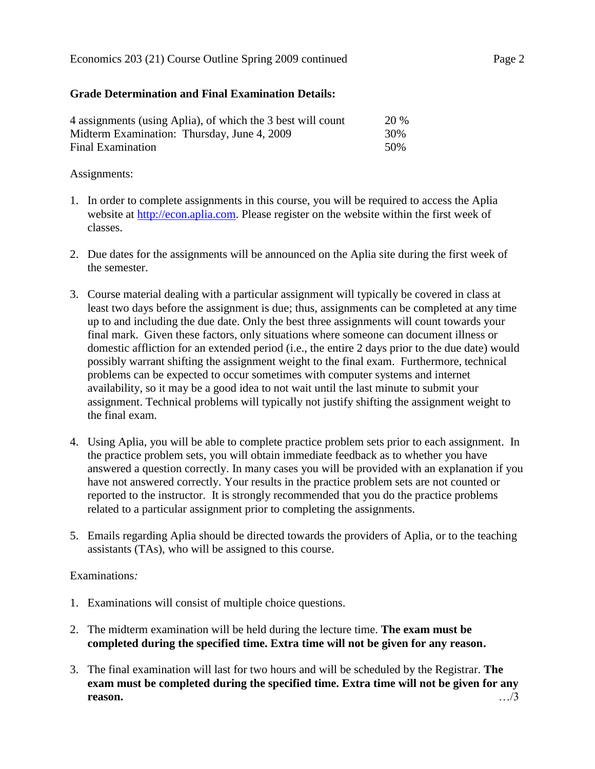**Grade Determination and Final Examination Details:**

| | |
|---|---|
| 4 assignments (using Aplia), of which the 3 best will count | 20 % |
| Midterm Examination: Thursday, June 4, 2009 | 30% |
| Final Examination | 50% |

Assignments:

1. In order to complete assignments in this course, you will be required to access the Aplia website at http://econ.aplia.com. Please register on the website within the first week of classes.

2. Due dates for the assignments will be announced on the Aplia site during the first week of the semester.

3. Course material dealing with a particular assignment will typically be covered in class at least two days before the assignment is due; thus, assignments can be completed at any time up to and including the due date. Only the best three assignments will count towards your final mark. Given these factors, only situations where someone can document illness or domestic affliction for an extended period (i.e., the entire 2 days prior to the due date) would possibly warrant shifting the assignment weight to the final exam. Furthermore, technical problems can be expected to occur sometimes with computer systems and internet availability, so it may be a good idea to not wait until the last minute to submit your assignment. Technical problems will typically not justify shifting the assignment weight to the final exam.

4. Using Aplia, you will be able to complete practice problem sets prior to each assignment. In the practice problem sets, you will obtain immediate feedback as to whether you have answered a question correctly. In many cases you will be provided with an explanation if you have not answered correctly. Your results in the practice problem sets are not counted or reported to the instructor. It is strongly recommended that you do the practice problems related to a particular assignment prior to completing the assignments.

5. Emails regarding Aplia should be directed towards the providers of Aplia, or to the teaching assistants (TAs), who will be assigned to this course.

Examinations*:*

1. Examinations will consist of multiple choice questions.

2. The midterm examination will be held during the lecture time. **The exam must be completed during the specified time. Extra time will not be given for any reason.**

3. The final examination will last for two hours and will be scheduled by the Registrar. **The exam must be completed during the specified time. Extra time will not be given for any reason.**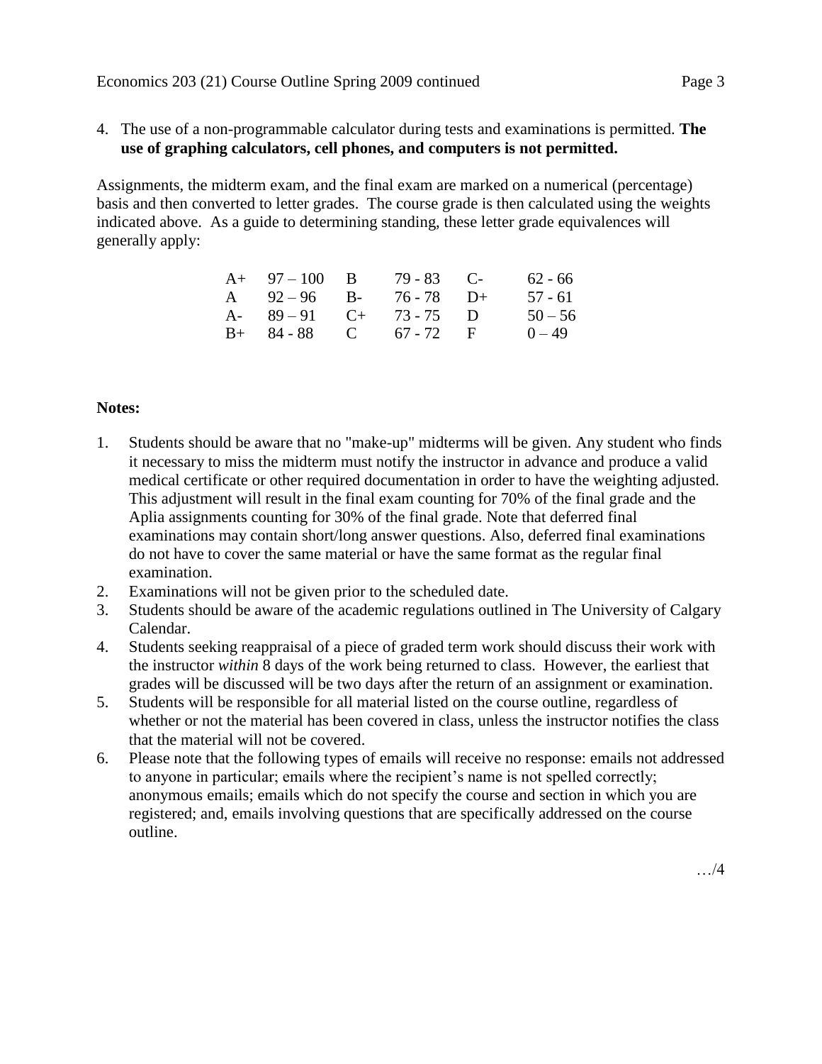4. The use of a non-programmable calculator during tests and examinations is permitted. **The use of graphing calculators, cell phones, and computers is not permitted.**

Assignments, the midterm exam, and the final exam are marked on a numerical (percentage) basis and then converted to letter grades. The course grade is then calculated using the weights indicated above. As a guide to determining standing, these letter grade equivalences will generally apply:

| | | | | | |
|---|---|---|---|---|---|
| A+ | 97 – 100 | B | 79 - 83 | C- | 62 - 66 |
| A | 92 – 96 | B- | 76 - 78 | D+ | 57 - 61 |
| A- | 89 – 91 | C+ | 73 - 75 | D | 50 – 56 |
| B+ | 84 - 88 | C | 67 - 72 | F | 0 – 49 |

**Notes:**

1. Students should be aware that no "make-up" midterms will be given. Any student who finds it necessary to miss the midterm must notify the instructor in advance and produce a valid medical certificate or other required documentation in order to have the weighting adjusted. This adjustment will result in the final exam counting for 70% of the final grade and the Aplia assignments counting for 30% of the final grade. Note that deferred final examinations may contain short/long answer questions. Also, deferred final examinations do not have to cover the same material or have the same format as the regular final examination.
2. Examinations will not be given prior to the scheduled date.
3. Students should be aware of the academic regulations outlined in The University of Calgary Calendar.
4. Students seeking reappraisal of a piece of graded term work should discuss their work with the instructor *within* 8 days of the work being returned to class. However, the earliest that grades will be discussed will be two days after the return of an assignment or examination.
5. Students will be responsible for all material listed on the course outline, regardless of whether or not the material has been covered in class, unless the instructor notifies the class that the material will not be covered.
6. Please note that the following types of emails will receive no response: emails not addressed to anyone in particular; emails where the recipient's name is not spelled correctly; anonymous emails; emails which do not specify the course and section in which you are registered; and, emails involving questions that are specifically addressed on the course outline.

…/4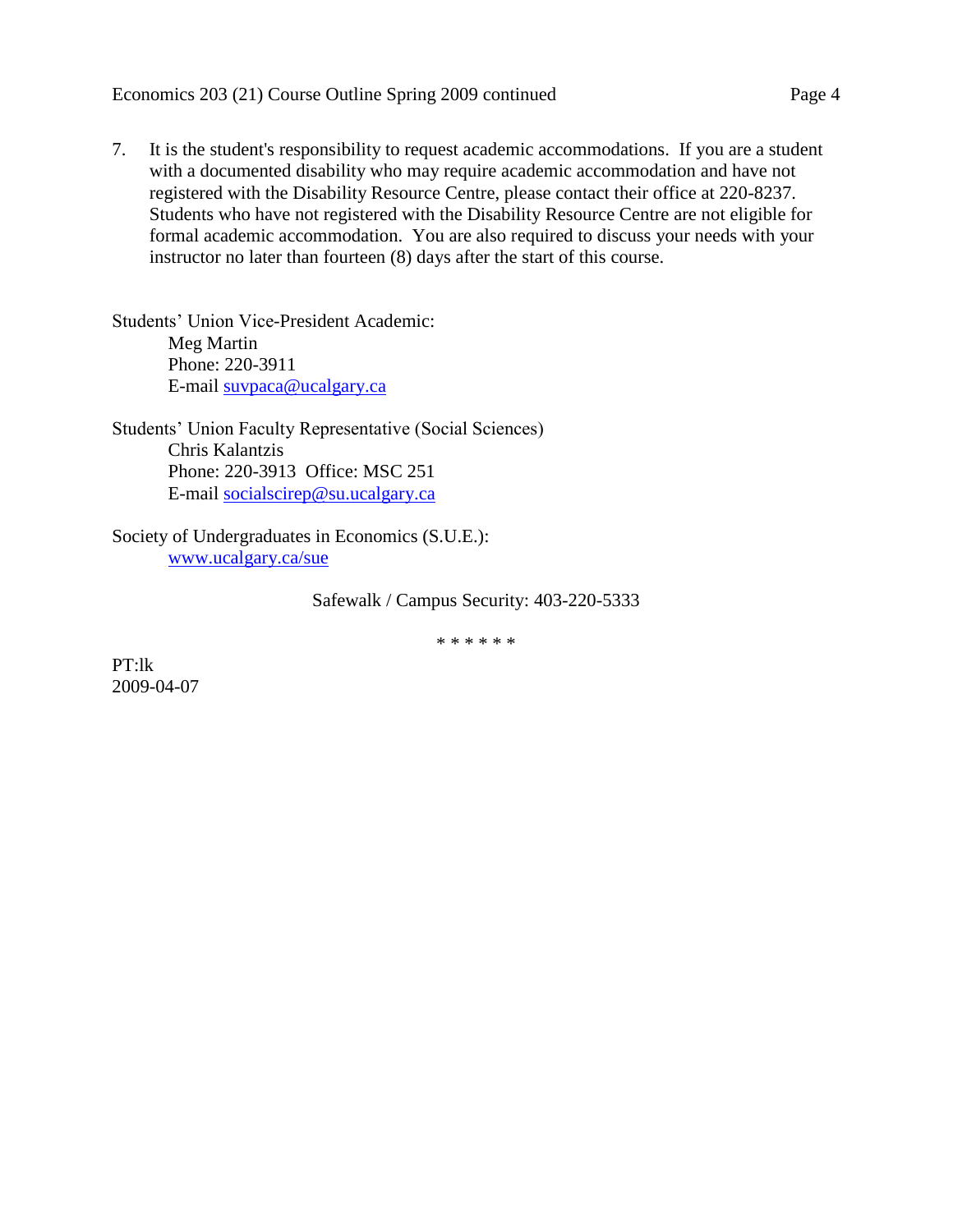7. It is the student's responsibility to request academic accommodations. If you are a student with a documented disability who may require academic accommodation and have not registered with the Disability Resource Centre, please contact their office at 220-8237. Students who have not registered with the Disability Resource Centre are not eligible for formal academic accommodation. You are also required to discuss your needs with your instructor no later than fourteen (8) days after the start of this course.

Students' Union Vice-President Academic:
Meg Martin
Phone: 220-3911
E-mail suvpaca@ucalgary.ca

Students' Union Faculty Representative (Social Sciences)
Chris Kalantzis
Phone: 220-3913 Office: MSC 251
E-mail socialscirep@su.ucalgary.ca

Society of Undergraduates in Economics (S.U.E.):
www.ucalgary.ca/sue

Safewalk / Campus Security: 403-220-5333

\* \* \* \* \* \*

PT:lk
2009-04-07